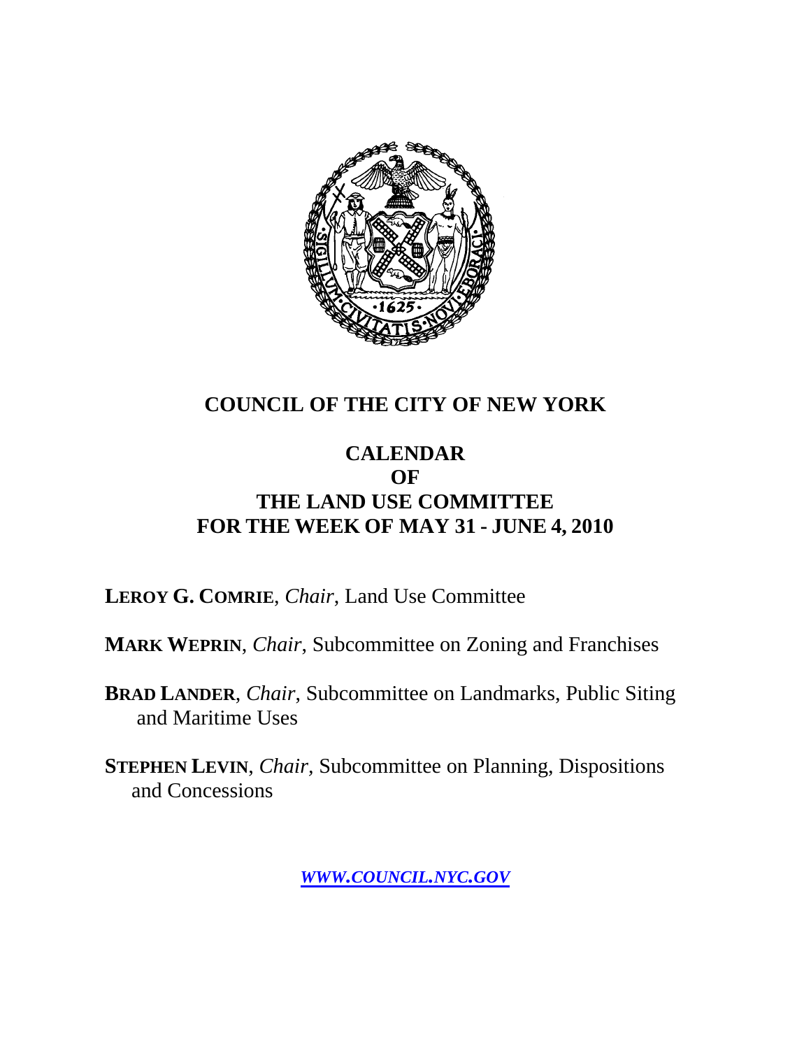# COUNCIL OF THE CITY OF NEW YORK

## CALENDAR
## OF
## THE LAND USE COMMITTEE
## FOR THE WEEK OF MAY 31 - JUNE 4, 2010

**LEROY G. COMRIE**, *Chair*, Land Use Committee

**MARK WEPRIN**, *Chair*, Subcommittee on Zoning and Franchises

**BRAD LANDER**, *Chair*, Subcommittee on Landmarks, Public Siting and Maritime Uses

**STEPHEN LEVIN**, *Chair*, Subcommittee on Planning, Dispositions and Concessions

***WWW.COUNCIL.NYC.GOV***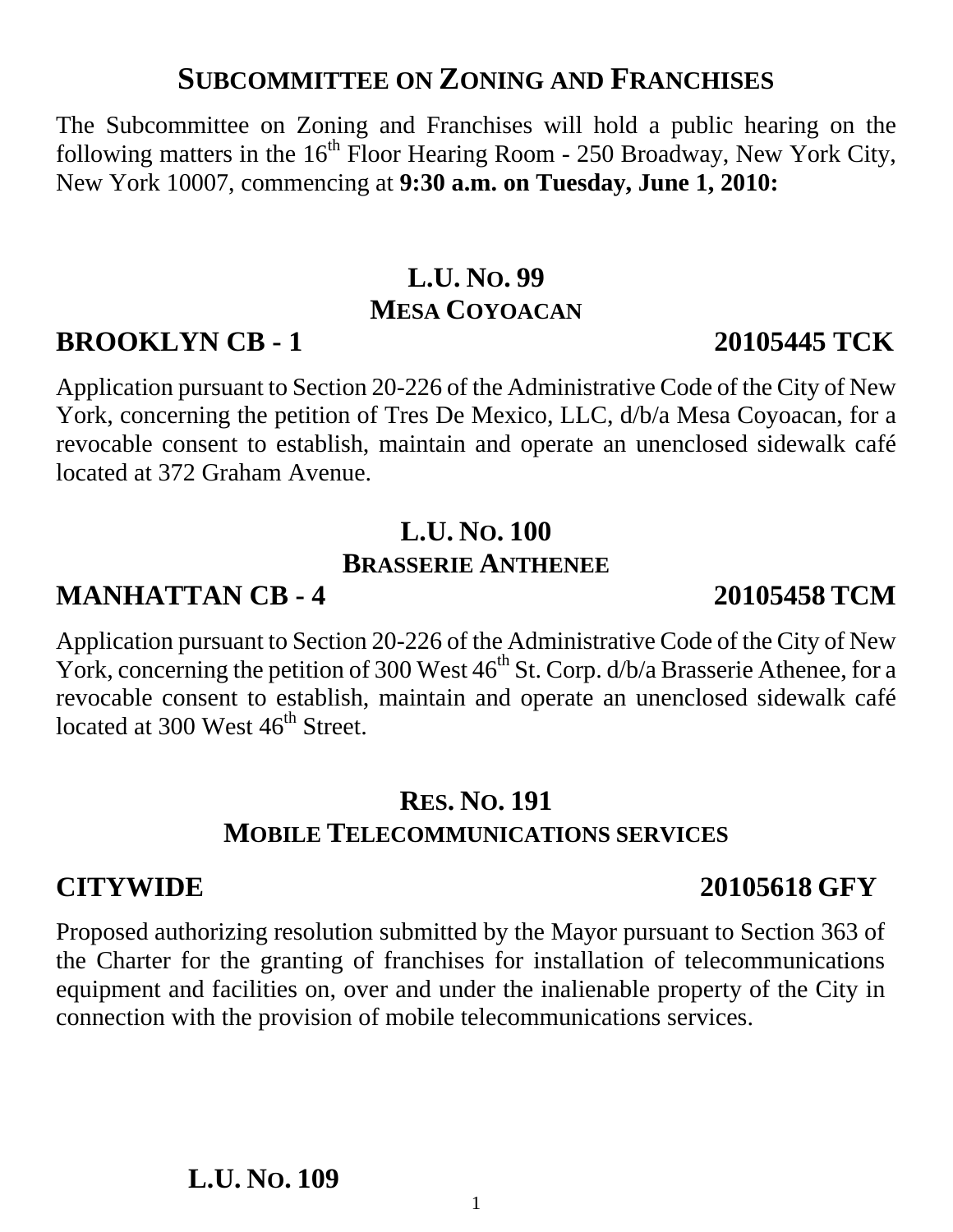## SUBCOMMITTEE ON ZONING AND FRANCHISES

The Subcommittee on Zoning and Franchises will hold a public hearing on the following matters in the 16th Floor Hearing Room - 250 Broadway, New York City, New York 10007, commencing at **9:30 a.m. on Tuesday, June 1, 2010:**

### L.U. NO. 99
### MESA COYOACAN

**BROOKLYN CB - 1** **20105445 TCK**

Application pursuant to Section 20-226 of the Administrative Code of the City of New York, concerning the petition of Tres De Mexico, LLC, d/b/a Mesa Coyoacan, for a revocable consent to establish, maintain and operate an unenclosed sidewalk café located at 372 Graham Avenue.

### L.U. NO. 100
### BRASSERIE ANTHENEE

**MANHATTAN CB - 4** **20105458 TCM**

Application pursuant to Section 20-226 of the Administrative Code of the City of New York, concerning the petition of 300 West 46th St. Corp. d/b/a Brasserie Athenee, for a revocable consent to establish, maintain and operate an unenclosed sidewalk café located at 300 West 46th Street.

### RES. NO. 191
### MOBILE TELECOMMUNICATIONS SERVICES

**CITYWIDE** **20105618 GFY**

Proposed authorizing resolution submitted by the Mayor pursuant to Section 363 of the Charter for the granting of franchises for installation of telecommunications equipment and facilities on, over and under the inalienable property of the City in connection with the provision of mobile telecommunications services.

### L.U. NO. 109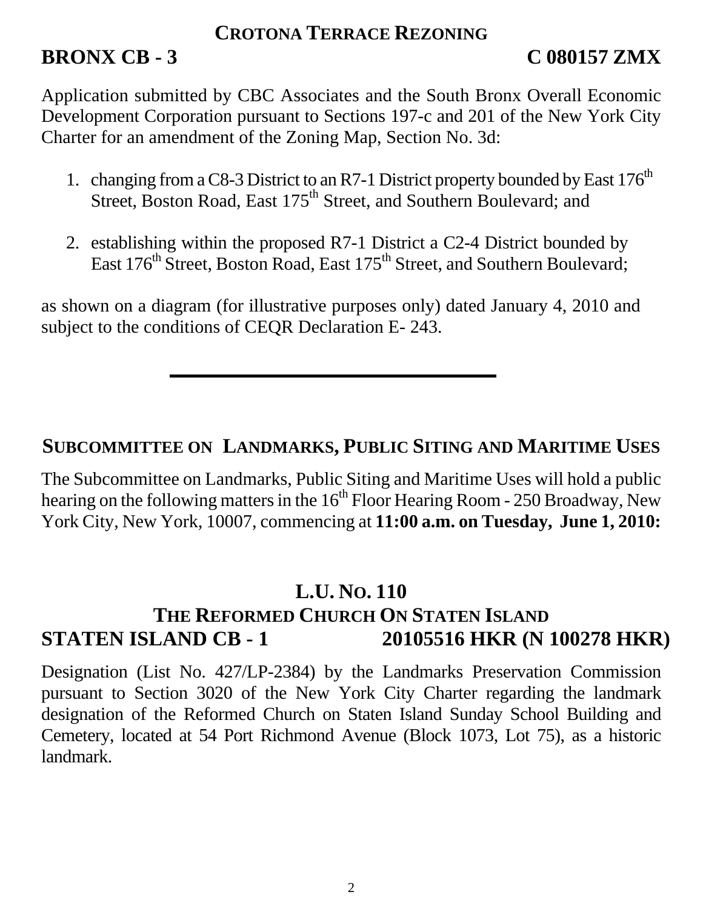### CROTONA TERRACE REZONING

**BRONX CB - 3** **C 080157 ZMX**

Application submitted by CBC Associates and the South Bronx Overall Economic Development Corporation pursuant to Sections 197-c and 201 of the New York City Charter for an amendment of the Zoning Map, Section No. 3d:

1. changing from a C8-3 District to an R7-1 District property bounded by East 176th Street, Boston Road, East 175th Street, and Southern Boulevard; and

2. establishing within the proposed R7-1 District a C2-4 District bounded by East 176th Street, Boston Road, East 175th Street, and Southern Boulevard;

as shown on a diagram (for illustrative purposes only) dated January 4, 2010 and subject to the conditions of CEQR Declaration E- 243.

---

## SUBCOMMITTEE ON LANDMARKS, PUBLIC SITING AND MARITIME USES

The Subcommittee on Landmarks, Public Siting and Maritime Uses will hold a public hearing on the following matters in the 16th Floor Hearing Room - 250 Broadway, New York City, New York, 10007, commencing at **11:00 a.m. on Tuesday, June 1, 2010:**

### L.U. NO. 110
### THE REFORMED CHURCH ON STATEN ISLAND

**STATEN ISLAND CB - 1** **20105516 HKR (N 100278 HKR)**

Designation (List No. 427/LP-2384) by the Landmarks Preservation Commission pursuant to Section 3020 of the New York City Charter regarding the landmark designation of the Reformed Church on Staten Island Sunday School Building and Cemetery, located at 54 Port Richmond Avenue (Block 1073, Lot 75), as a historic landmark.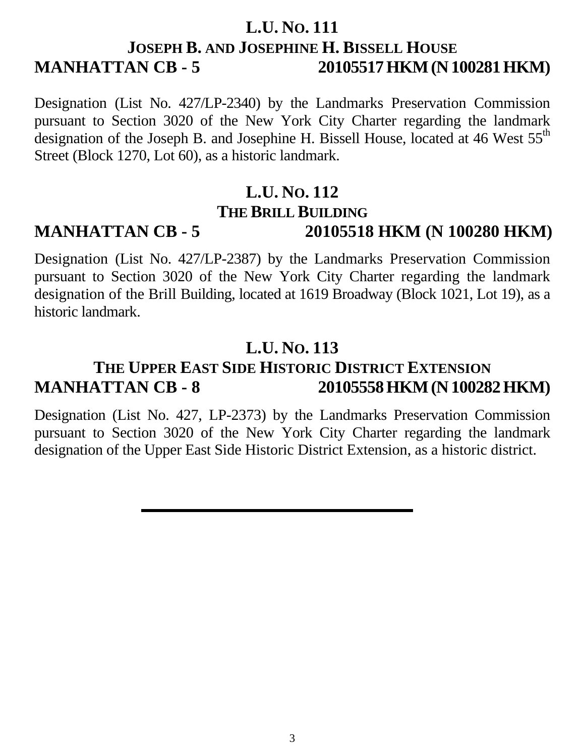## L.U. NO. 111

### JOSEPH B. AND JOSEPHINE H. BISSELL HOUSE

**MANHATTAN CB - 5 20105517 HKM (N 100281 HKM)**

Designation (List No. 427/LP-2340) by the Landmarks Preservation Commission pursuant to Section 3020 of the New York City Charter regarding the landmark designation of the Joseph B. and Josephine H. Bissell House, located at 46 West 55th Street (Block 1270, Lot 60), as a historic landmark.

## L.U. NO. 112

### THE BRILL BUILDING

**MANHATTAN CB - 5 20105518 HKM (N 100280 HKM)**

Designation (List No. 427/LP-2387) by the Landmarks Preservation Commission pursuant to Section 3020 of the New York City Charter regarding the landmark designation of the Brill Building, located at 1619 Broadway (Block 1021, Lot 19), as a historic landmark.

## L.U. NO. 113

### THE UPPER EAST SIDE HISTORIC DISTRICT EXTENSION

**MANHATTAN CB - 8 20105558 HKM (N 100282 HKM)**

Designation (List No. 427, LP-2373) by the Landmarks Preservation Commission pursuant to Section 3020 of the New York City Charter regarding the landmark designation of the Upper East Side Historic District Extension, as a historic district.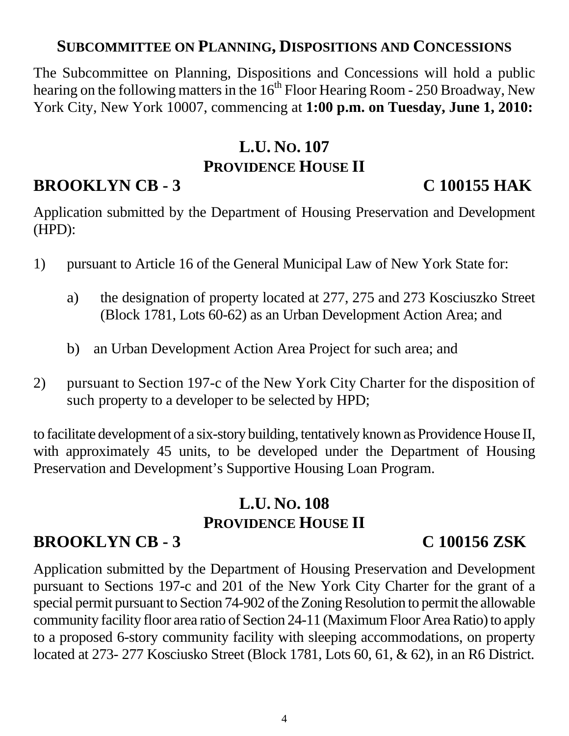## SUBCOMMITTEE ON PLANNING, DISPOSITIONS AND CONCESSIONS

The Subcommittee on Planning, Dispositions and Concessions will hold a public hearing on the following matters in the 16th Floor Hearing Room - 250 Broadway, New York City, New York 10007, commencing at **1:00 p.m. on Tuesday, June 1, 2010:**

### L.U. NO. 107
### PROVIDENCE HOUSE II

**BROOKLYN CB - 3** **C 100155 HAK**

Application submitted by the Department of Housing Preservation and Development (HPD):

1) pursuant to Article 16 of the General Municipal Law of New York State for:

   a) the designation of property located at 277, 275 and 273 Kosciuszko Street (Block 1781, Lots 60-62) as an Urban Development Action Area; and

   b) an Urban Development Action Area Project for such area; and

2) pursuant to Section 197-c of the New York City Charter for the disposition of such property to a developer to be selected by HPD;

to facilitate development of a six-story building, tentatively known as Providence House II, with approximately 45 units, to be developed under the Department of Housing Preservation and Development's Supportive Housing Loan Program.

### L.U. NO. 108
### PROVIDENCE HOUSE II

**BROOKLYN CB - 3** **C 100156 ZSK**

Application submitted by the Department of Housing Preservation and Development pursuant to Sections 197-c and 201 of the New York City Charter for the grant of a special permit pursuant to Section 74-902 of the Zoning Resolution to permit the allowable community facility floor area ratio of Section 24-11 (Maximum Floor Area Ratio) to apply to a proposed 6-story community facility with sleeping accommodations, on property located at 273- 277 Kosciusko Street (Block 1781, Lots 60, 61, & 62), in an R6 District.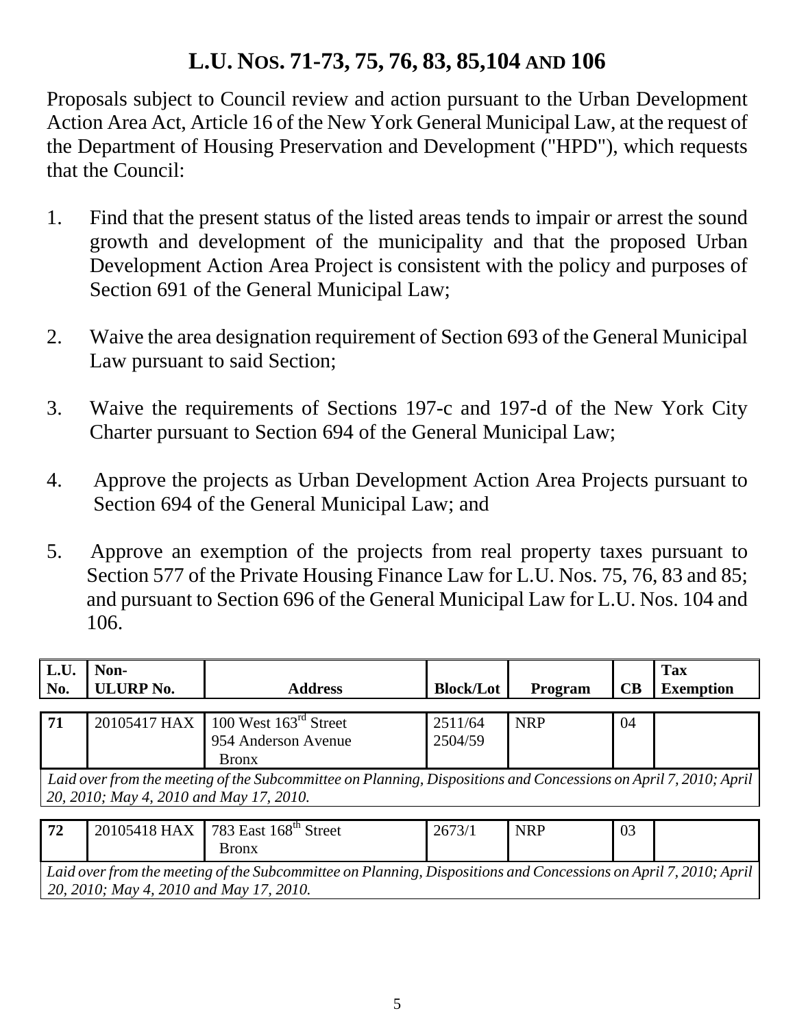## L.U. Nos. 71-73, 75, 76, 83, 85,104 and 106

Proposals subject to Council review and action pursuant to the Urban Development Action Area Act, Article 16 of the New York General Municipal Law, at the request of the Department of Housing Preservation and Development ("HPD"), which requests that the Council:

1. Find that the present status of the listed areas tends to impair or arrest the sound growth and development of the municipality and that the proposed Urban Development Action Area Project is consistent with the policy and purposes of Section 691 of the General Municipal Law;

2. Waive the area designation requirement of Section 693 of the General Municipal Law pursuant to said Section;

3. Waive the requirements of Sections 197-c and 197-d of the New York City Charter pursuant to Section 694 of the General Municipal Law;

4. Approve the projects as Urban Development Action Area Projects pursuant to Section 694 of the General Municipal Law; and

5. Approve an exemption of the projects from real property taxes pursuant to Section 577 of the Private Housing Finance Law for L.U. Nos. 75, 76, 83 and 85; and pursuant to Section 696 of the General Municipal Law for L.U. Nos. 104 and 106.

| L.U. No. | Non-ULURP No. | Address | Block/Lot | Program | CB | Tax Exemption |
|---|---|---|---|---|---|---|
| 71 | 20105417 HAX | 100 West 163rd Street<br>954 Anderson Avenue<br>Bronx | 2511/64<br>2504/59 | NRP | 04 | |
| *Laid over from the meeting of the Subcommittee on Planning, Dispositions and Concessions on April 7, 2010; April 20, 2010; May 4, 2010 and May 17, 2010.* | | | | | | |
| 72 | 20105418 HAX | 783 East 168th Street<br>Bronx | 2673/1 | NRP | 03 | |
| *Laid over from the meeting of the Subcommittee on Planning, Dispositions and Concessions on April 7, 2010; April 20, 2010; May 4, 2010 and May 17, 2010.* | | | | | | |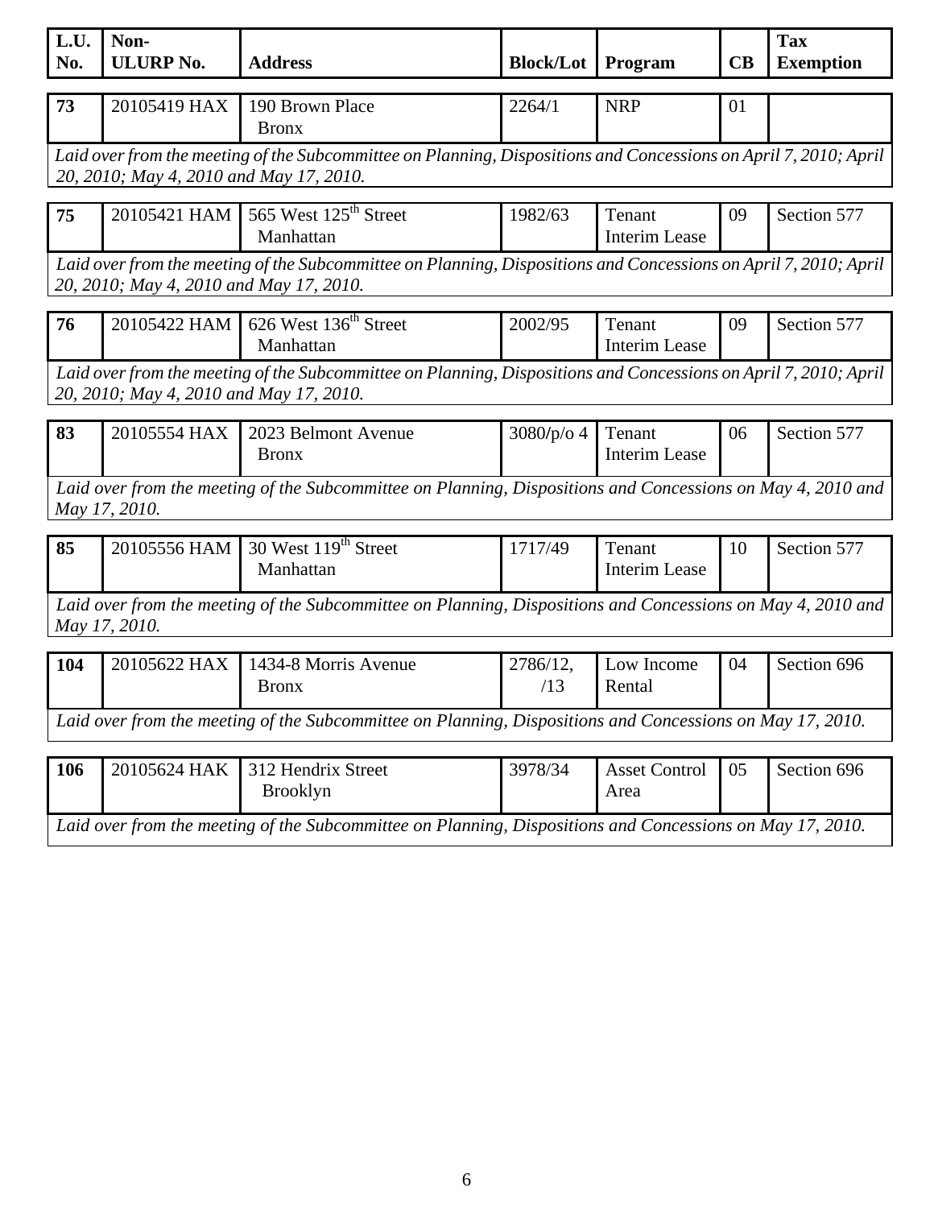| L.U. No. | Non-ULURP No. | Address | Block/Lot | Program | CB | Tax Exemption |
|---|---|---|---|---|---|---|
| **73** | 20105419 HAX | 190 Brown Place Bronx | 2264/1 | NRP | 01 | |
| *Laid over from the meeting of the Subcommittee on Planning, Dispositions and Concessions on April 7, 2010; April 20, 2010; May 4, 2010 and May 17, 2010.* | | | | | | |
| **75** | 20105421 HAM | 565 West 125th Street Manhattan | 1982/63 | Tenant Interim Lease | 09 | Section 577 |
| *Laid over from the meeting of the Subcommittee on Planning, Dispositions and Concessions on April 7, 2010; April 20, 2010; May 4, 2010 and May 17, 2010.* | | | | | | |
| **76** | 20105422 HAM | 626 West 136th Street Manhattan | 2002/95 | Tenant Interim Lease | 09 | Section 577 |
| *Laid over from the meeting of the Subcommittee on Planning, Dispositions and Concessions on April 7, 2010; April 20, 2010; May 4, 2010 and May 17, 2010.* | | | | | | |
| **83** | 20105554 HAX | 2023 Belmont Avenue Bronx | 3080/p/o 4 | Tenant Interim Lease | 06 | Section 577 |
| *Laid over from the meeting of the Subcommittee on Planning, Dispositions and Concessions on May 4, 2010 and May 17, 2010.* | | | | | | |
| **85** | 20105556 HAM | 30 West 119th Street Manhattan | 1717/49 | Tenant Interim Lease | 10 | Section 577 |
| *Laid over from the meeting of the Subcommittee on Planning, Dispositions and Concessions on May 4, 2010 and May 17, 2010.* | | | | | | |
| **104** | 20105622 HAX | 1434-8 Morris Avenue Bronx | 2786/12, /13 | Low Income Rental | 04 | Section 696 |
| *Laid over from the meeting of the Subcommittee on Planning, Dispositions and Concessions on May 17, 2010.* | | | | | | |
| **106** | 20105624 HAK | 312 Hendrix Street Brooklyn | 3978/34 | Asset Control Area | 05 | Section 696 |
| *Laid over from the meeting of the Subcommittee on Planning, Dispositions and Concessions on May 17, 2010.* | | | | | | |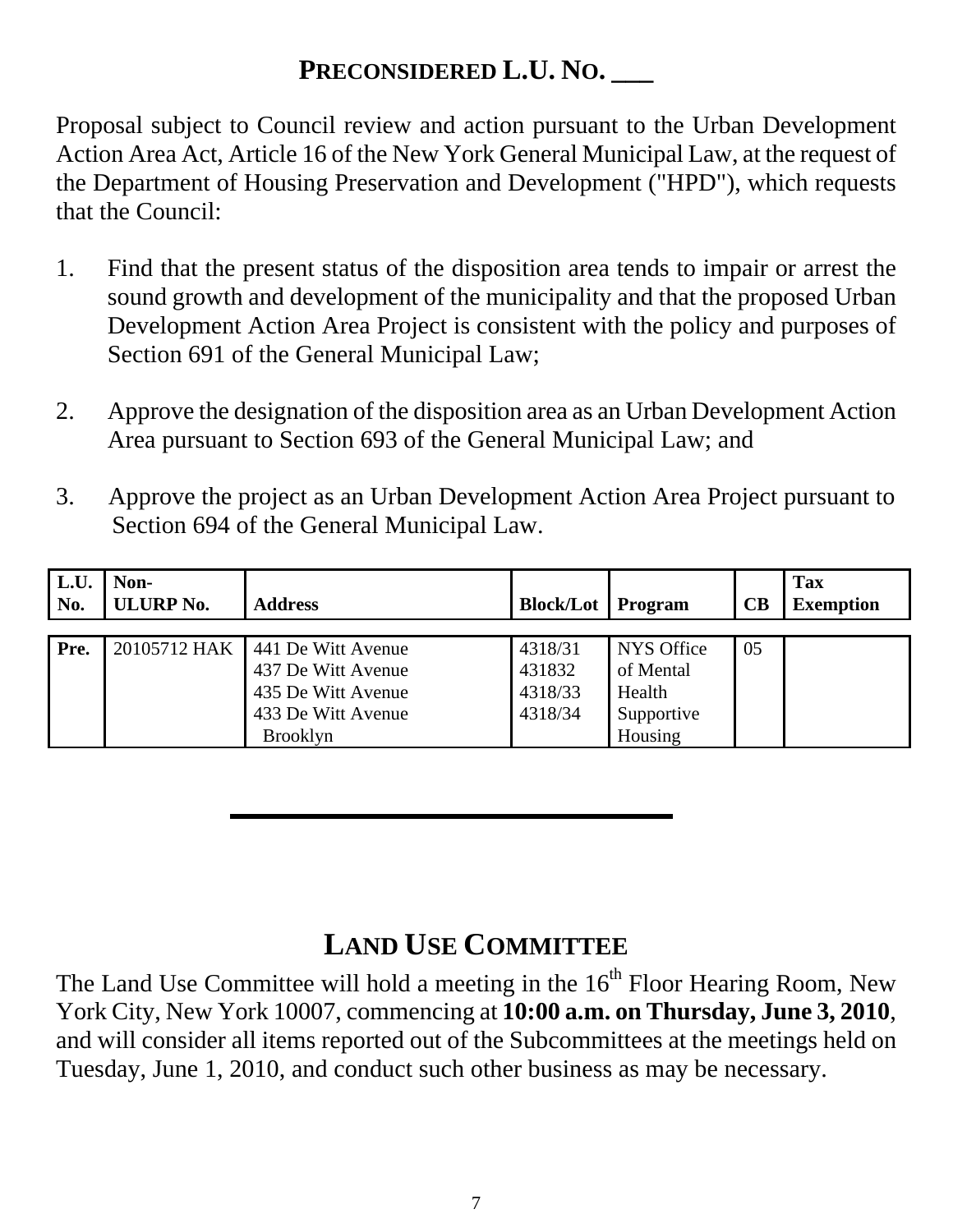## PRECONSIDERED L.U. NO. ___

Proposal subject to Council review and action pursuant to the Urban Development Action Area Act, Article 16 of the New York General Municipal Law, at the request of the Department of Housing Preservation and Development ("HPD"), which requests that the Council:

1. Find that the present status of the disposition area tends to impair or arrest the sound growth and development of the municipality and that the proposed Urban Development Action Area Project is consistent with the policy and purposes of Section 691 of the General Municipal Law;

2. Approve the designation of the disposition area as an Urban Development Action Area pursuant to Section 693 of the General Municipal Law; and

3. Approve the project as an Urban Development Action Area Project pursuant to Section 694 of the General Municipal Law.

| L.U. No. | Non-ULURP No. | Address | Block/Lot | Program | CB | Tax Exemption |
|---|---|---|---|---|---|---|
| **Pre.** | 20105712 HAK | 441 De Witt Avenue<br>437 De Witt Avenue<br>435 De Witt Avenue<br>433 De Witt Avenue<br>Brooklyn | 4318/31<br>431832<br>4318/33<br>4318/34 | NYS Office of Mental Health Supportive Housing | 05 | |

---

## LAND USE COMMITTEE

The Land Use Committee will hold a meeting in the 16th Floor Hearing Room, New York City, New York 10007, commencing at **10:00 a.m. on Thursday, June 3, 2010**, and will consider all items reported out of the Subcommittees at the meetings held on Tuesday, June 1, 2010, and conduct such other business as may be necessary.